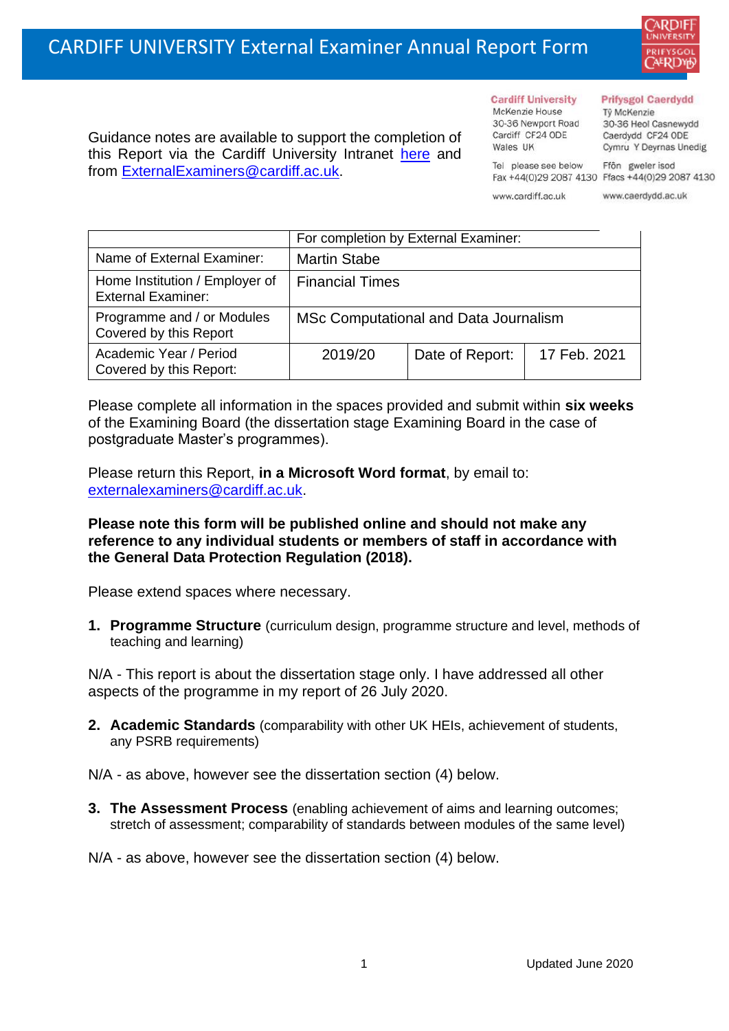# CARDIFF UNIVERSITY External Examiner Annual Report Form

**Cardiff University**
McKenzie House
30-36 Newport Road
Cardiff CF24 0DE
Wales UK

Tel please see below
Fax +44(0)29 2087 4130

www.cardiff.ac.uk

**Prifysgol Caerdydd**
Tŷ McKenzie
30-36 Heol Casnewydd
Caerdydd CF24 0DE
Cymru Y Deyrnas Unedig

Ffôn gweler isod
Ffacs +44(0)29 2087 4130

www.caerdydd.ac.uk

Guidance notes are available to support the completion of this Report via the Cardiff University Intranet here and from ExternalExaminers@cardiff.ac.uk.

| | For completion by External Examiner: | | |
|---|---|---|---|
| Name of External Examiner: | Martin Stabe | | |
| Home Institution / Employer of External Examiner: | Financial Times | | |
| Programme and / or Modules Covered by this Report | MSc Computational and Data Journalism | | |
| Academic Year / Period Covered by this Report: | 2019/20 | Date of Report: | 17 Feb. 2021 |

Please complete all information in the spaces provided and submit within **six weeks** of the Examining Board (the dissertation stage Examining Board in the case of postgraduate Master's programmes).

Please return this Report, **in a Microsoft Word format**, by email to: externalexaminers@cardiff.ac.uk.

**Please note this form will be published online and should not make any reference to any individual students or members of staff in accordance with the General Data Protection Regulation (2018).**

Please extend spaces where necessary.

1. **Programme Structure** (curriculum design, programme structure and level, methods of teaching and learning)

N/A - This report is about the dissertation stage only. I have addressed all other aspects of the programme in my report of 26 July 2020.

2. **Academic Standards** (comparability with other UK HEIs, achievement of students, any PSRB requirements)

N/A - as above, however see the dissertation section (4) below.

3. **The Assessment Process** (enabling achievement of aims and learning outcomes; stretch of assessment; comparability of standards between modules of the same level)

N/A - as above, however see the dissertation section (4) below.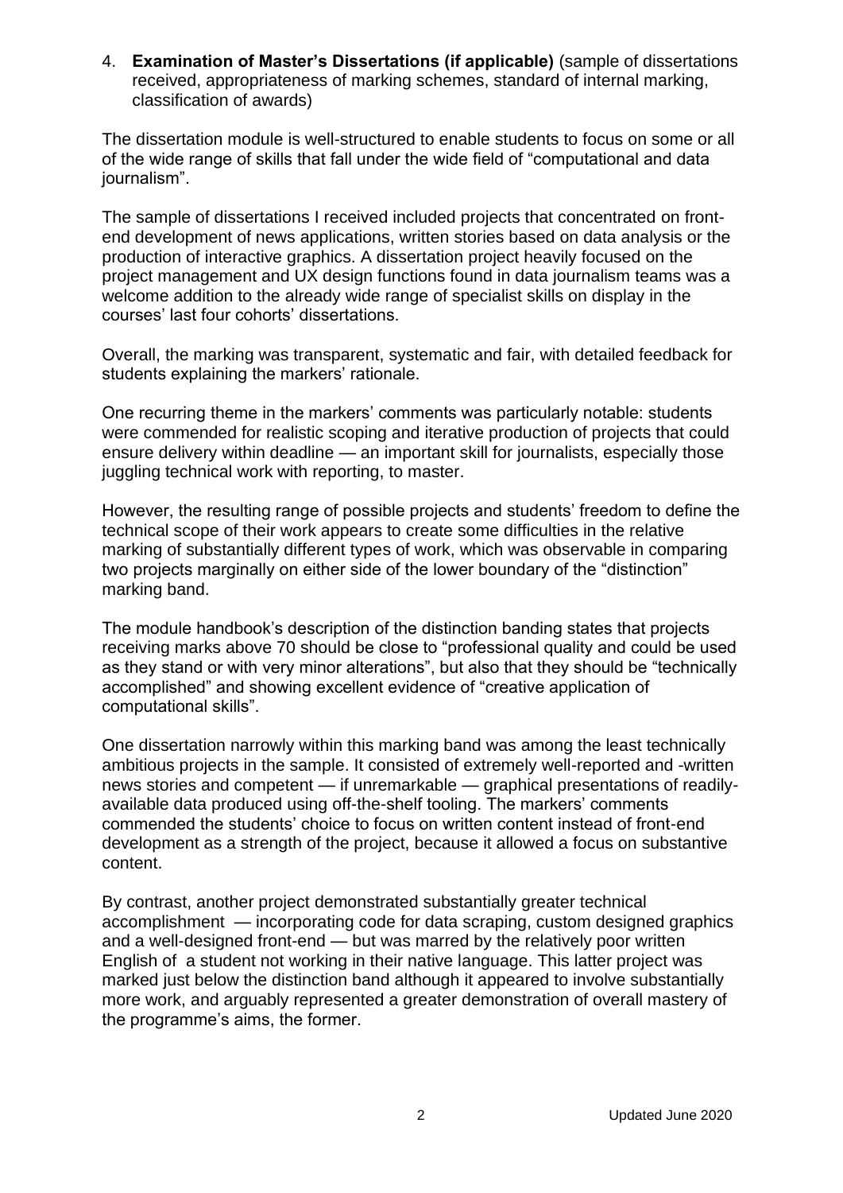4. **Examination of Master's Dissertations (if applicable)** (sample of dissertations received, appropriateness of marking schemes, standard of internal marking, classification of awards)

The dissertation module is well-structured to enable students to focus on some or all of the wide range of skills that fall under the wide field of "computational and data journalism".

The sample of dissertations I received included projects that concentrated on front-end development of news applications, written stories based on data analysis or the production of interactive graphics. A dissertation project heavily focused on the project management and UX design functions found in data journalism teams was a welcome addition to the already wide range of specialist skills on display in the courses' last four cohorts' dissertations.

Overall, the marking was transparent, systematic and fair, with detailed feedback for students explaining the markers' rationale.

One recurring theme in the markers' comments was particularly notable: students were commended for realistic scoping and iterative production of projects that could ensure delivery within deadline — an important skill for journalists, especially those juggling technical work with reporting, to master.

However, the resulting range of possible projects and students' freedom to define the technical scope of their work appears to create some difficulties in the relative marking of substantially different types of work, which was observable in comparing two projects marginally on either side of the lower boundary of the "distinction" marking band.

The module handbook's description of the distinction banding states that projects receiving marks above 70 should be close to "professional quality and could be used as they stand or with very minor alterations", but also that they should be "technically accomplished" and showing excellent evidence of "creative application of computational skills".

One dissertation narrowly within this marking band was among the least technically ambitious projects in the sample. It consisted of extremely well-reported and -written news stories and competent — if unremarkable — graphical presentations of readily-available data produced using off-the-shelf tooling. The markers' comments commended the students' choice to focus on written content instead of front-end development as a strength of the project, because it allowed a focus on substantive content.

By contrast, another project demonstrated substantially greater technical accomplishment — incorporating code for data scraping, custom designed graphics and a well-designed front-end — but was marred by the relatively poor written English of a student not working in their native language. This latter project was marked just below the distinction band although it appeared to involve substantially more work, and arguably represented a greater demonstration of overall mastery of the programme's aims, the former.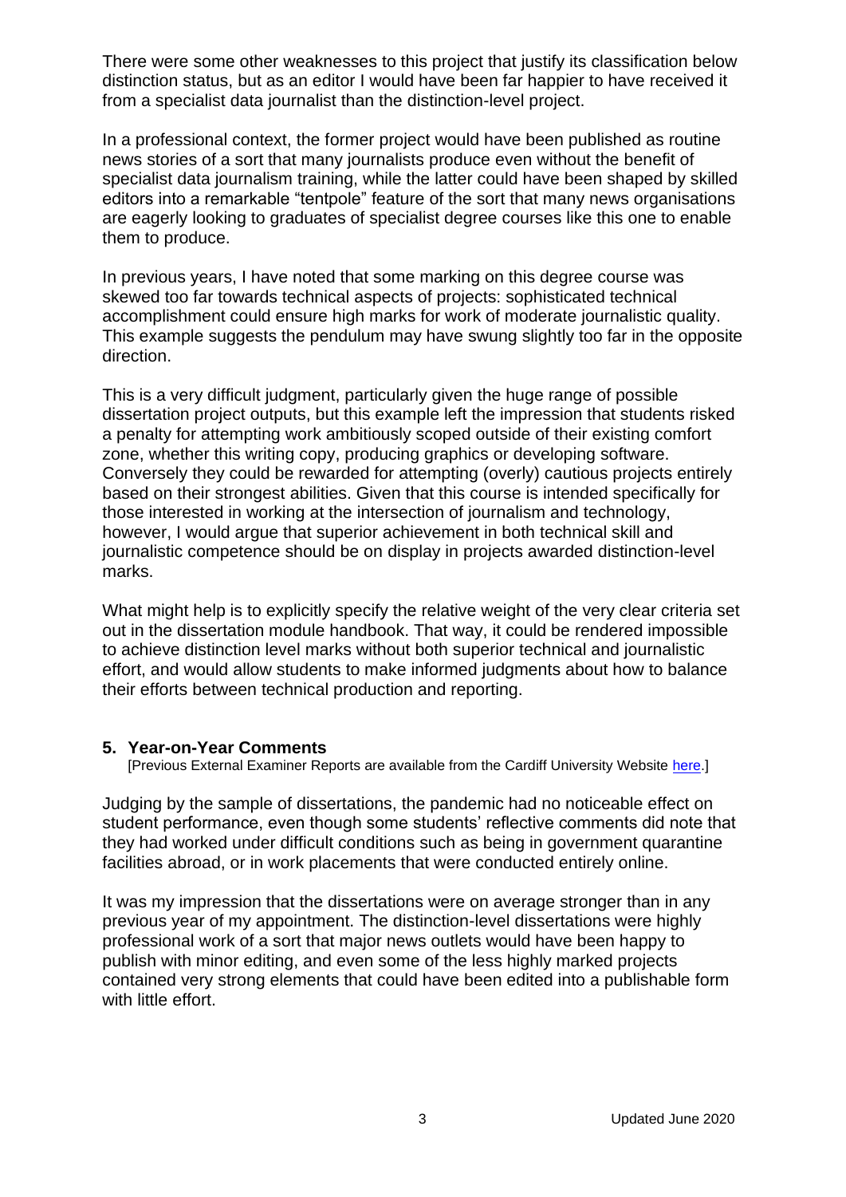There were some other weaknesses to this project that justify its classification below distinction status, but as an editor I would have been far happier to have received it from a specialist data journalist than the distinction-level project.

In a professional context, the former project would have been published as routine news stories of a sort that many journalists produce even without the benefit of specialist data journalism training, while the latter could have been shaped by skilled editors into a remarkable "tentpole" feature of the sort that many news organisations are eagerly looking to graduates of specialist degree courses like this one to enable them to produce.

In previous years, I have noted that some marking on this degree course was skewed too far towards technical aspects of projects: sophisticated technical accomplishment could ensure high marks for work of moderate journalistic quality. This example suggests the pendulum may have swung slightly too far in the opposite direction.

This is a very difficult judgment, particularly given the huge range of possible dissertation project outputs, but this example left the impression that students risked a penalty for attempting work ambitiously scoped outside of their existing comfort zone, whether this writing copy, producing graphics or developing software. Conversely they could be rewarded for attempting (overly) cautious projects entirely based on their strongest abilities. Given that this course is intended specifically for those interested in working at the intersection of journalism and technology, however, I would argue that superior achievement in both technical skill and journalistic competence should be on display in projects awarded distinction-level marks.

What might help is to explicitly specify the relative weight of the very clear criteria set out in the dissertation module handbook. That way, it could be rendered impossible to achieve distinction level marks without both superior technical and journalistic effort, and would allow students to make informed judgments about how to balance their efforts between technical production and reporting.

## 5. Year-on-Year Comments

[Previous External Examiner Reports are available from the Cardiff University Website here.]

Judging by the sample of dissertations, the pandemic had no noticeable effect on student performance, even though some students' reflective comments did note that they had worked under difficult conditions such as being in government quarantine facilities abroad, or in work placements that were conducted entirely online.

It was my impression that the dissertations were on average stronger than in any previous year of my appointment. The distinction-level dissertations were highly professional work of a sort that major news outlets would have been happy to publish with minor editing, and even some of the less highly marked projects contained very strong elements that could have been edited into a publishable form with little effort.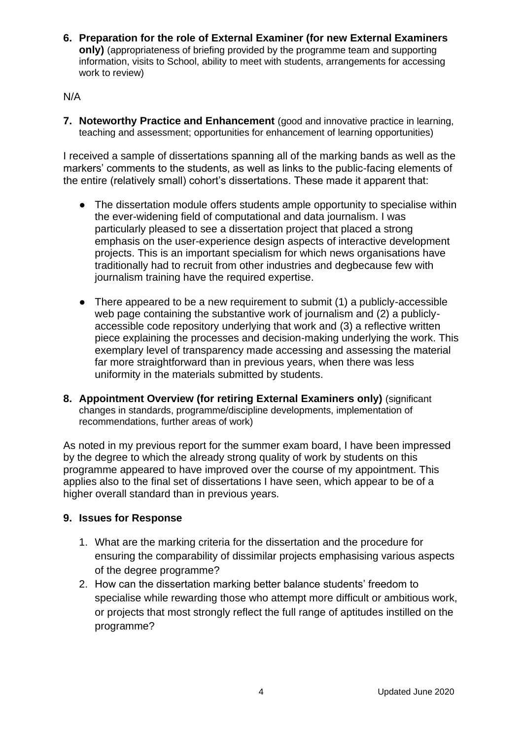**6. Preparation for the role of External Examiner (for new External Examiners only)** (appropriateness of briefing provided by the programme team and supporting information, visits to School, ability to meet with students, arrangements for accessing work to review)

N/A

**7. Noteworthy Practice and Enhancement** (good and innovative practice in learning, teaching and assessment; opportunities for enhancement of learning opportunities)

I received a sample of dissertations spanning all of the marking bands as well as the markers' comments to the students, as well as links to the public-facing elements of the entire (relatively small) cohort's dissertations. These made it apparent that:

- The dissertation module offers students ample opportunity to specialise within the ever-widening field of computational and data journalism. I was particularly pleased to see a dissertation project that placed a strong emphasis on the user-experience design aspects of interactive development projects. This is an important specialism for which news organisations have traditionally had to recruit from other industries and degbecause few with journalism training have the required expertise.

- There appeared to be a new requirement to submit (1) a publicly-accessible web page containing the substantive work of journalism and (2) a publicly-accessible code repository underlying that work and (3) a reflective written piece explaining the processes and decision-making underlying the work. This exemplary level of transparency made accessing and assessing the material far more straightforward than in previous years, when there was less uniformity in the materials submitted by students.

**8. Appointment Overview (for retiring External Examiners only)** (significant changes in standards, programme/discipline developments, implementation of recommendations, further areas of work)

As noted in my previous report for the summer exam board, I have been impressed by the degree to which the already strong quality of work by students on this programme appeared to have improved over the course of my appointment. This applies also to the final set of dissertations I have seen, which appear to be of a higher overall standard than in previous years.

**9. Issues for Response**

1. What are the marking criteria for the dissertation and the procedure for ensuring the comparability of dissimilar projects emphasising various aspects of the degree programme?
2. How can the dissertation marking better balance students' freedom to specialise while rewarding those who attempt more difficult or ambitious work, or projects that most strongly reflect the full range of aptitudes instilled on the programme?